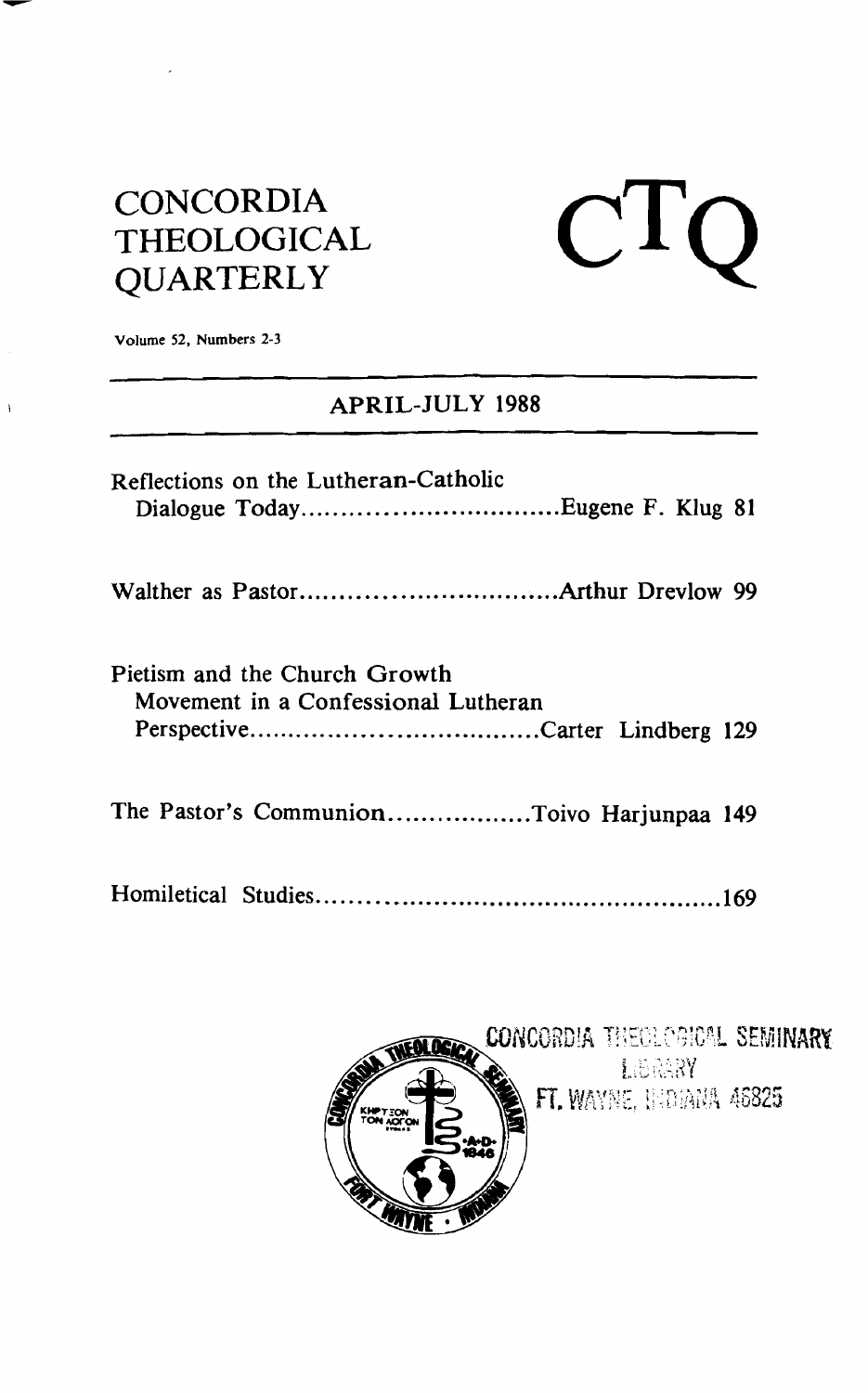# CONCORDIA THEOLOGICAL QUARTERLY

# CTQ

Volume 52, Numbers 2-3

## APRIL-JULY 1988

Reflections on the Lutheran-Catholic Dialogue Today................................Eugene F. Klug 81

Walther as Pastor................................Arthur Drevlow 99

Pietism and the Church Growth Movement in a Confessional Lutheran Perspective....................................Carter Lindberg 129

The Pastor's Communion..................Toivo Harjunpaa 149

Homiletical Studies....................................................169

CONCORDIA THEOLOGICAL SEMINARY LIBRARY FT. WAYNE, INDIANA 46825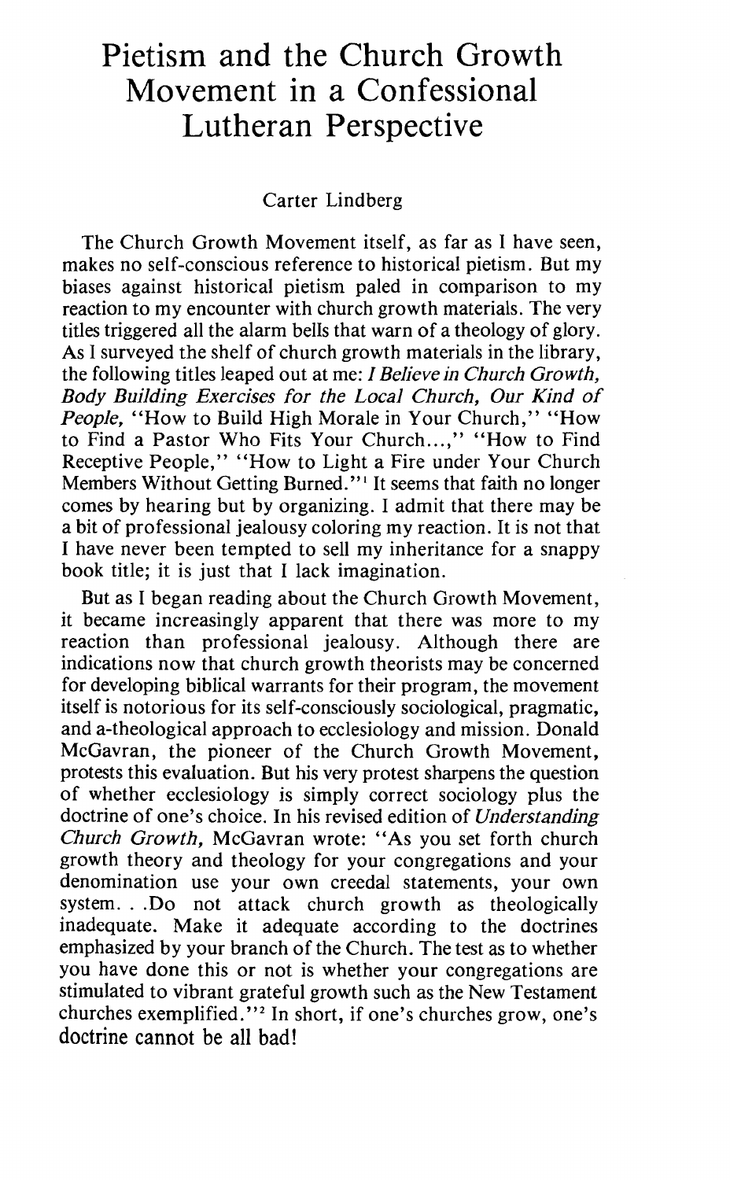# Pietism and the Church Growth Movement in a Confessional Lutheran Perspective

Carter Lindberg

The Church Growth Movement itself, as far as I have seen, makes no self-conscious reference to historical pietism. But my biases against historical pietism paled in comparison to my reaction to my encounter with church growth materials. The very titles triggered all the alarm bells that warn of a theology of glory. As I surveyed the shelf of church growth materials in the library, the following titles leaped out at me: *I Believe in Church Growth, Body Building Exercises for the Local Church, Our Kind of People,* "How to Build High Morale in Your Church," "How to Find a Pastor Who Fits Your Church...," "How to Find Receptive People," "How to Light a Fire under Your Church Members Without Getting Burned."[1] It seems that faith no longer comes by hearing but by organizing. I admit that there may be a bit of professional jealousy coloring my reaction. It is not that I have never been tempted to sell my inheritance for a snappy book title; it is just that I lack imagination.

But as I began reading about the Church Growth Movement, it became increasingly apparent that there was more to my reaction than professional jealousy. Although there are indications now that church growth theorists may be concerned for developing biblical warrants for their program, the movement itself is notorious for its self-consciously sociological, pragmatic, and a-theological approach to ecclesiology and mission. Donald McGavran, the pioneer of the Church Growth Movement, protests this evaluation. But his very protest sharpens the question of whether ecclesiology is simply correct sociology plus the doctrine of one's choice. In his revised edition of *Understanding Church Growth,* McGavran wrote: "As you set forth church growth theory and theology for your congregations and your denomination use your own creedal statements, your own system. . .Do not attack church growth as theologically inadequate. Make it adequate according to the doctrines emphasized by your branch of the Church. The test as to whether you have done this or not is whether your congregations are stimulated to vibrant grateful growth such as the New Testament churches exemplified."[2] In short, if one's churches grow, one's doctrine cannot be all bad!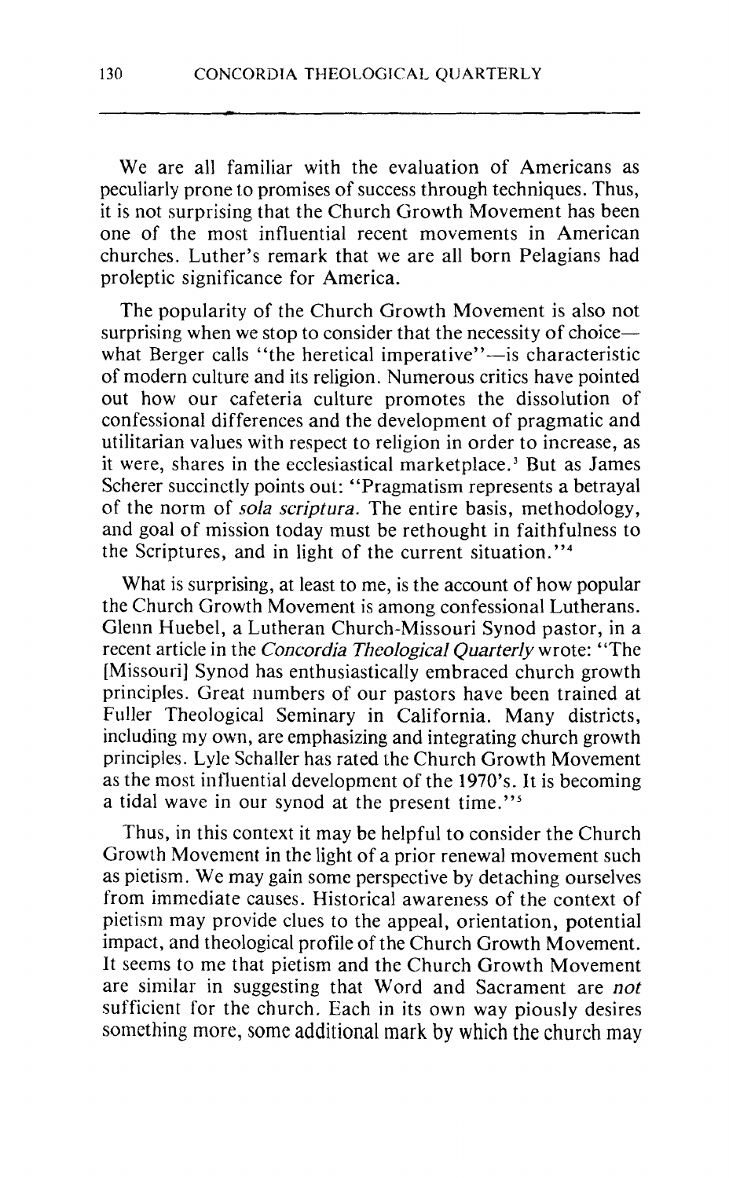We are all familiar with the evaluation of Americans as peculiarly prone to promises of success through techniques. Thus, it is not surprising that the Church Growth Movement has been one of the most influential recent movements in American churches. Luther's remark that we are all born Pelagians had proleptic significance for America.

The popularity of the Church Growth Movement is also not surprising when we stop to consider that the necessity of choice—what Berger calls "the heretical imperative"—is characteristic of modern culture and its religion. Numerous critics have pointed out how our cafeteria culture promotes the dissolution of confessional differences and the development of pragmatic and utilitarian values with respect to religion in order to increase, as it were, shares in the ecclesiastical marketplace.[3] But as James Scherer succinctly points out: "Pragmatism represents a betrayal of the norm of *sola scriptura.* The entire basis, methodology, and goal of mission today must be rethought in faithfulness to the Scriptures, and in light of the current situation."[4]

What is surprising, at least to me, is the account of how popular the Church Growth Movement is among confessional Lutherans. Glenn Huebel, a Lutheran Church-Missouri Synod pastor, in a recent article in the *Concordia Theological Quarterly* wrote: "The [Missouri] Synod has enthusiastically embraced church growth principles. Great numbers of our pastors have been trained at Fuller Theological Seminary in California. Many districts, including my own, are emphasizing and integrating church growth principles. Lyle Schaller has rated the Church Growth Movement as the most influential development of the 1970's. It is becoming a tidal wave in our synod at the present time."[5]

Thus, in this context it may be helpful to consider the Church Growth Movement in the light of a prior renewal movement such as pietism. We may gain some perspective by detaching ourselves from immediate causes. Historical awareness of the context of pietism may provide clues to the appeal, orientation, potential impact, and theological profile of the Church Growth Movement. It seems to me that pietism and the Church Growth Movement are similar in suggesting that Word and Sacrament are *not* sufficient for the church. Each in its own way piously desires something more, some additional mark by which the church may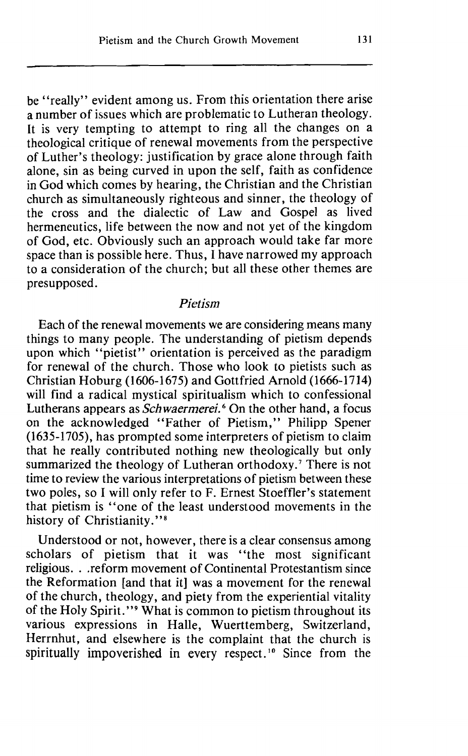be "really" evident among us. From this orientation there arise a number of issues which are problematic to Lutheran theology. It is very tempting to attempt to ring all the changes on a theological critique of renewal movements from the perspective of Luther's theology: justification by grace alone through faith alone, sin as being curved in upon the self, faith as confidence in God which comes by hearing, the Christian and the Christian church as simultaneously righteous and sinner, the theology of the cross and the dialectic of Law and Gospel as lived hermeneutics, life between the now and not yet of the kingdom of God, etc. Obviously such an approach would take far more space than is possible here. Thus, I have narrowed my approach to a consideration of the church; but all these other themes are presupposed.

### *Pietism*

Each of the renewal movements we are considering means many things to many people. The understanding of pietism depends upon which "pietist" orientation is perceived as the paradigm for renewal of the church. Those who look to pietists such as Christian Hoburg (1606-1675) and Gottfried Arnold (1666-1714) will find a radical mystical spiritualism which to confessional Lutherans appears as *Schwaermerei.*[6] On the other hand, a focus on the acknowledged "Father of Pietism," Philipp Spener (1635-1705), has prompted some interpreters of pietism to claim that he really contributed nothing new theologically but only summarized the theology of Lutheran orthodoxy.[7] There is not time to review the various interpretations of pietism between these two poles, so I will only refer to F. Ernest Stoeffler's statement that pietism is "one of the least understood movements in the history of Christianity."[8]

Understood or not, however, there is a clear consensus among scholars of pietism that it was "the most significant religious. . .reform movement of Continental Protestantism since the Reformation [and that it] was a movement for the renewal of the church, theology, and piety from the experiential vitality of the Holy Spirit."[9] What is common to pietism throughout its various expressions in Halle, Wuerttemberg, Switzerland, Herrnhut, and elsewhere is the complaint that the church is spiritually impoverished in every respect.[10] Since from the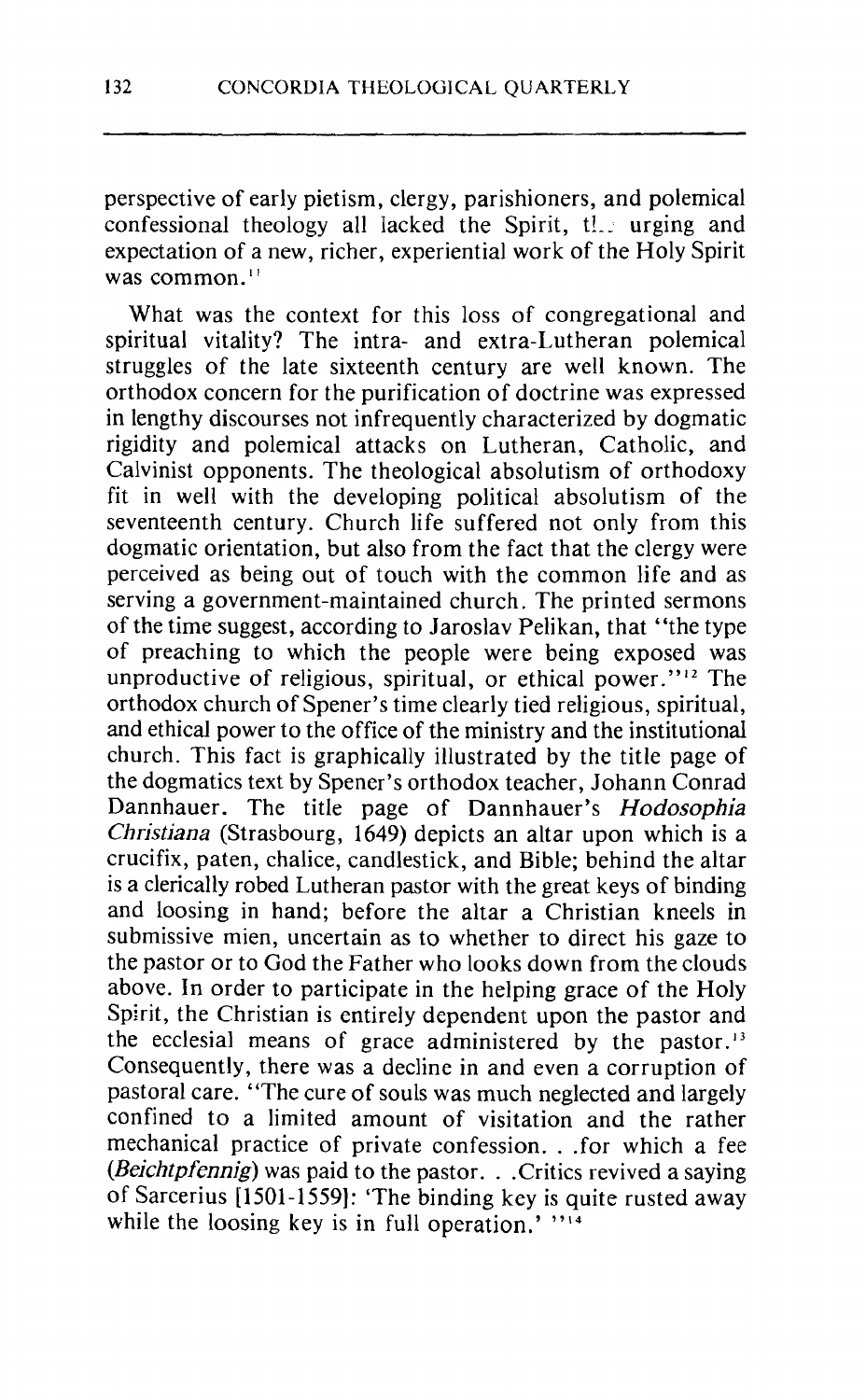perspective of early pietism, clergy, parishioners, and polemical confessional theology all lacked the Spirit, the urging and expectation of a new, richer, experiential work of the Holy Spirit was common.[11]

What was the context for this loss of congregational and spiritual vitality? The intra- and extra-Lutheran polemical struggles of the late sixteenth century are well known. The orthodox concern for the purification of doctrine was expressed in lengthy discourses not infrequently characterized by dogmatic rigidity and polemical attacks on Lutheran, Catholic, and Calvinist opponents. The theological absolutism of orthodoxy fit in well with the developing political absolutism of the seventeenth century. Church life suffered not only from this dogmatic orientation, but also from the fact that the clergy were perceived as being out of touch with the common life and as serving a government-maintained church. The printed sermons of the time suggest, according to Jaroslav Pelikan, that "the type of preaching to which the people were being exposed was unproductive of religious, spiritual, or ethical power."[12] The orthodox church of Spener's time clearly tied religious, spiritual, and ethical power to the office of the ministry and the institutional church. This fact is graphically illustrated by the title page of the dogmatics text by Spener's orthodox teacher, Johann Conrad Dannhauer. The title page of Dannhauer's *Hodosophia Christiana* (Strasbourg, 1649) depicts an altar upon which is a crucifix, paten, chalice, candlestick, and Bible; behind the altar is a clerically robed Lutheran pastor with the great keys of binding and loosing in hand; before the altar a Christian kneels in submissive mien, uncertain as to whether to direct his gaze to the pastor or to God the Father who looks down from the clouds above. In order to participate in the helping grace of the Holy Spirit, the Christian is entirely dependent upon the pastor and the ecclesial means of grace administered by the pastor.[13] Consequently, there was a decline in and even a corruption of pastoral care. "The cure of souls was much neglected and largely confined to a limited amount of visitation and the rather mechanical practice of private confession. . .for which a fee (*Beichtpfennig*) was paid to the pastor. . .Critics revived a saying of Sarcerius [1501-1559]: 'The binding key is quite rusted away while the loosing key is in full operation.' "[14]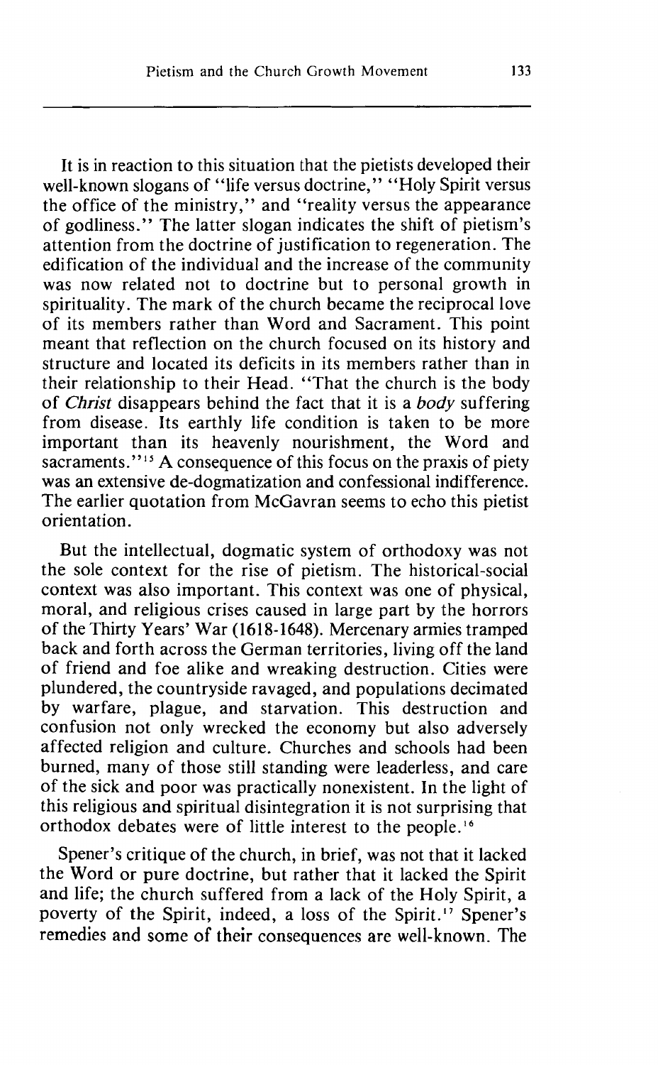It is in reaction to this situation that the pietists developed their well-known slogans of "life versus doctrine," "Holy Spirit versus the office of the ministry," and "reality versus the appearance of godliness." The latter slogan indicates the shift of pietism's attention from the doctrine of justification to regeneration. The edification of the individual and the increase of the community was now related not to doctrine but to personal growth in spirituality. The mark of the church became the reciprocal love of its members rather than Word and Sacrament. This point meant that reflection on the church focused on its history and structure and located its deficits in its members rather than in their relationship to their Head. "That the church is the body of *Christ* disappears behind the fact that it is a *body* suffering from disease. Its earthly life condition is taken to be more important than its heavenly nourishment, the Word and sacraments."[15] A consequence of this focus on the praxis of piety was an extensive de-dogmatization and confessional indifference. The earlier quotation from McGavran seems to echo this pietist orientation.

But the intellectual, dogmatic system of orthodoxy was not the sole context for the rise of pietism. The historical-social context was also important. This context was one of physical, moral, and religious crises caused in large part by the horrors of the Thirty Years' War (1618-1648). Mercenary armies tramped back and forth across the German territories, living off the land of friend and foe alike and wreaking destruction. Cities were plundered, the countryside ravaged, and populations decimated by warfare, plague, and starvation. This destruction and confusion not only wrecked the economy but also adversely affected religion and culture. Churches and schools had been burned, many of those still standing were leaderless, and care of the sick and poor was practically nonexistent. In the light of this religious and spiritual disintegration it is not surprising that orthodox debates were of little interest to the people.[16]

Spener's critique of the church, in brief, was not that it lacked the Word or pure doctrine, but rather that it lacked the Spirit and life; the church suffered from a lack of the Holy Spirit, a poverty of the Spirit, indeed, a loss of the Spirit.[17] Spener's remedies and some of their consequences are well-known. The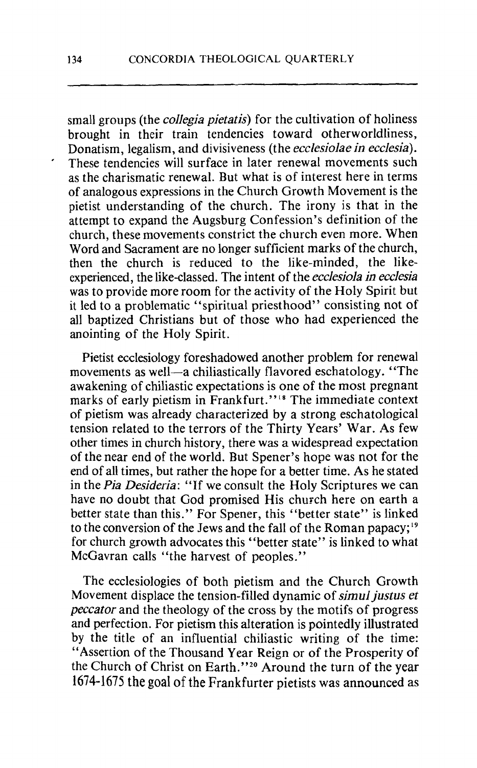small groups (the *collegia pietatis*) for the cultivation of holiness brought in their train tendencies toward otherworldliness, Donatism, legalism, and divisiveness (the *ecclesiolae in ecclesia*). These tendencies will surface in later renewal movements such as the charismatic renewal. But what is of interest here in terms of analogous expressions in the Church Growth Movement is the pietist understanding of the church. The irony is that in the attempt to expand the Augsburg Confession's definition of the church, these movements constrict the church even more. When Word and Sacrament are no longer sufficient marks of the church, then the church is reduced to the like-minded, the like-experienced, the like-classed. The intent of the *ecclesiola in ecclesia* was to provide more room for the activity of the Holy Spirit but it led to a problematic "spiritual priesthood" consisting not of all baptized Christians but of those who had experienced the anointing of the Holy Spirit.

Pietist ecclesiology foreshadowed another problem for renewal movements as well—a chiliastically flavored eschatology. "The awakening of chiliastic expectations is one of the most pregnant marks of early pietism in Frankfurt."[18] The immediate context of pietism was already characterized by a strong eschatological tension related to the terrors of the Thirty Years' War. As few other times in church history, there was a widespread expectation of the near end of the world. But Spener's hope was not for the end of all times, but rather the hope for a better time. As he stated in the *Pia Desideria*: "If we consult the Holy Scriptures we can have no doubt that God promised His church here on earth a better state than this." For Spener, this "better state" is linked to the conversion of the Jews and the fall of the Roman papacy;[19] for church growth advocates this "better state" is linked to what McGavran calls "the harvest of peoples."

The ecclesiologies of both pietism and the Church Growth Movement displace the tension-filled dynamic of *simul justus et peccator* and the theology of the cross by the motifs of progress and perfection. For pietism this alteration is pointedly illustrated by the title of an influential chiliastic writing of the time: "Assertion of the Thousand Year Reign or of the Prosperity of the Church of Christ on Earth."[20] Around the turn of the year 1674-1675 the goal of the Frankfurter pietists was announced as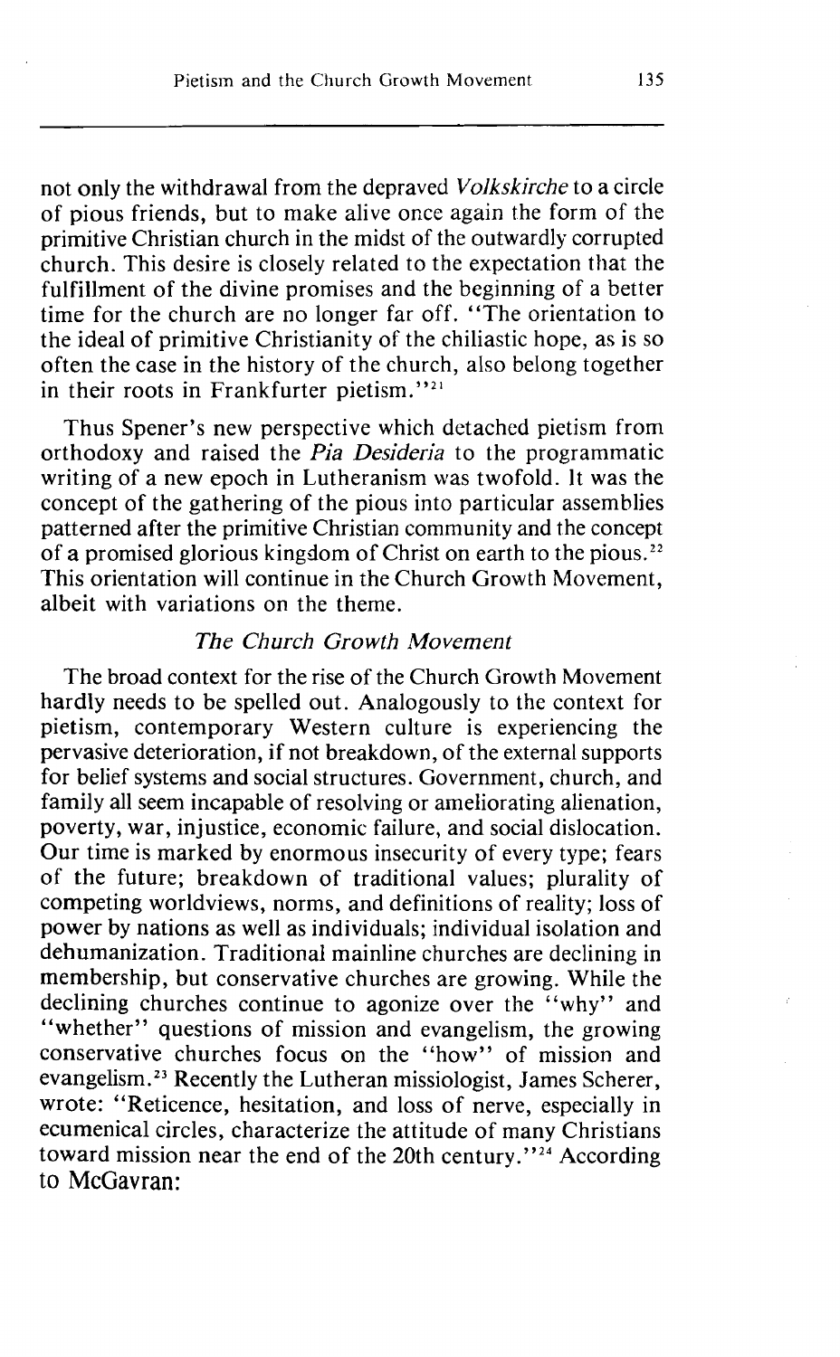not only the withdrawal from the depraved *Volkskirche* to a circle of pious friends, but to make alive once again the form of the primitive Christian church in the midst of the outwardly corrupted church. This desire is closely related to the expectation that the fulfillment of the divine promises and the beginning of a better time for the church are no longer far off. "The orientation to the ideal of primitive Christianity of the chiliastic hope, as is so often the case in the history of the church, also belong together in their roots in Frankfurter pietism."[21]

Thus Spener's new perspective which detached pietism from orthodoxy and raised the *Pia Desideria* to the programmatic writing of a new epoch in Lutheranism was twofold. It was the concept of the gathering of the pious into particular assemblies patterned after the primitive Christian community and the concept of a promised glorious kingdom of Christ on earth to the pious.[22] This orientation will continue in the Church Growth Movement, albeit with variations on the theme.

### *The Church Growth Movement*

The broad context for the rise of the Church Growth Movement hardly needs to be spelled out. Analogously to the context for pietism, contemporary Western culture is experiencing the pervasive deterioration, if not breakdown, of the external supports for belief systems and social structures. Government, church, and family all seem incapable of resolving or ameliorating alienation, poverty, war, injustice, economic failure, and social dislocation. Our time is marked by enormous insecurity of every type; fears of the future; breakdown of traditional values; plurality of competing worldviews, norms, and definitions of reality; loss of power by nations as well as individuals; individual isolation and dehumanization. Traditional mainline churches are declining in membership, but conservative churches are growing. While the declining churches continue to agonize over the "why" and "whether" questions of mission and evangelism, the growing conservative churches focus on the "how" of mission and evangelism.[23] Recently the Lutheran missiologist, James Scherer, wrote: "Reticence, hesitation, and loss of nerve, especially in ecumenical circles, characterize the attitude of many Christians toward mission near the end of the 20th century."[24] According to McGavran: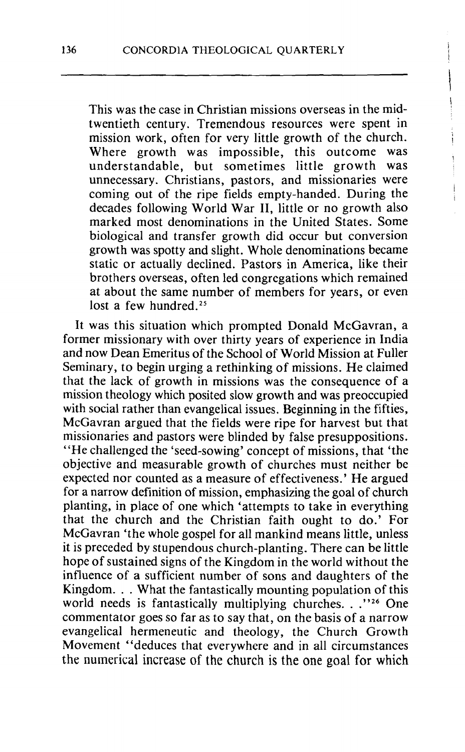> This was the case in Christian missions overseas in the mid-twentieth century. Tremendous resources were spent in mission work, often for very little growth of the church. Where growth was impossible, this outcome was understandable, but sometimes little growth was unnecessary. Christians, pastors, and missionaries were coming out of the ripe fields empty-handed. During the decades following World War II, little or no growth also marked most denominations in the United States. Some biological and transfer growth did occur but conversion growth was spotty and slight. Whole denominations became static or actually declined. Pastors in America, like their brothers overseas, often led congregations which remained at about the same number of members for years, or even lost a few hundred.[25]

It was this situation which prompted Donald McGavran, a former missionary with over thirty years of experience in India and now Dean Emeritus of the School of World Mission at Fuller Seminary, to begin urging a rethinking of missions. He claimed that the lack of growth in missions was the consequence of a mission theology which posited slow growth and was preoccupied with social rather than evangelical issues. Beginning in the fifties, McGavran argued that the fields were ripe for harvest but that missionaries and pastors were blinded by false presuppositions. "He challenged the 'seed-sowing' concept of missions, that 'the objective and measurable growth of churches must neither be expected nor counted as a measure of effectiveness.' He argued for a narrow definition of mission, emphasizing the goal of church planting, in place of one which 'attempts to take in everything that the church and the Christian faith ought to do.' For McGavran 'the whole gospel for all mankind means little, unless it is preceded by stupendous church-planting. There can be little hope of sustained signs of the Kingdom in the world without the influence of a sufficient number of sons and daughters of the Kingdom. . . What the fantastically mounting population of this world needs is fantastically multiplying churches. . ."[26] One commentator goes so far as to say that, on the basis of a narrow evangelical hermeneutic and theology, the Church Growth Movement "deduces that everywhere and in all circumstances the numerical increase of the church is the one goal for which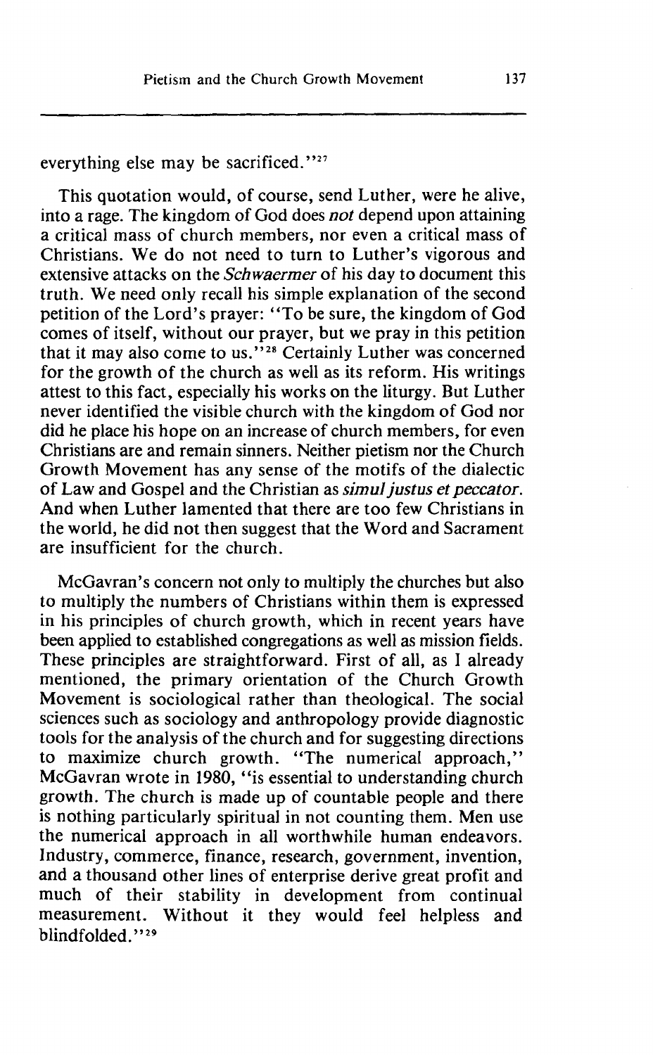everything else may be sacrificed."[27]

This quotation would, of course, send Luther, were he alive, into a rage. The kingdom of God does *not* depend upon attaining a critical mass of church members, nor even a critical mass of Christians. We do not need to turn to Luther's vigorous and extensive attacks on the *Schwaermer* of his day to document this truth. We need only recall his simple explanation of the second petition of the Lord's prayer: "To be sure, the kingdom of God comes of itself, without our prayer, but we pray in this petition that it may also come to us."[28] Certainly Luther was concerned for the growth of the church as well as its reform. His writings attest to this fact, especially his works on the liturgy. But Luther never identified the visible church with the kingdom of God nor did he place his hope on an increase of church members, for even Christians are and remain sinners. Neither pietism nor the Church Growth Movement has any sense of the motifs of the dialectic of Law and Gospel and the Christian as *simul justus et peccator*. And when Luther lamented that there are too few Christians in the world, he did not then suggest that the Word and Sacrament are insufficient for the church.

McGavran's concern not only to multiply the churches but also to multiply the numbers of Christians within them is expressed in his principles of church growth, which in recent years have been applied to established congregations as well as mission fields. These principles are straightforward. First of all, as I already mentioned, the primary orientation of the Church Growth Movement is sociological rather than theological. The social sciences such as sociology and anthropology provide diagnostic tools for the analysis of the church and for suggesting directions to maximize church growth. "The numerical approach," McGavran wrote in 1980, "is essential to understanding church growth. The church is made up of countable people and there is nothing particularly spiritual in not counting them. Men use the numerical approach in all worthwhile human endeavors. Industry, commerce, finance, research, government, invention, and a thousand other lines of enterprise derive great profit and much of their stability in development from continual measurement. Without it they would feel helpless and blindfolded."[29]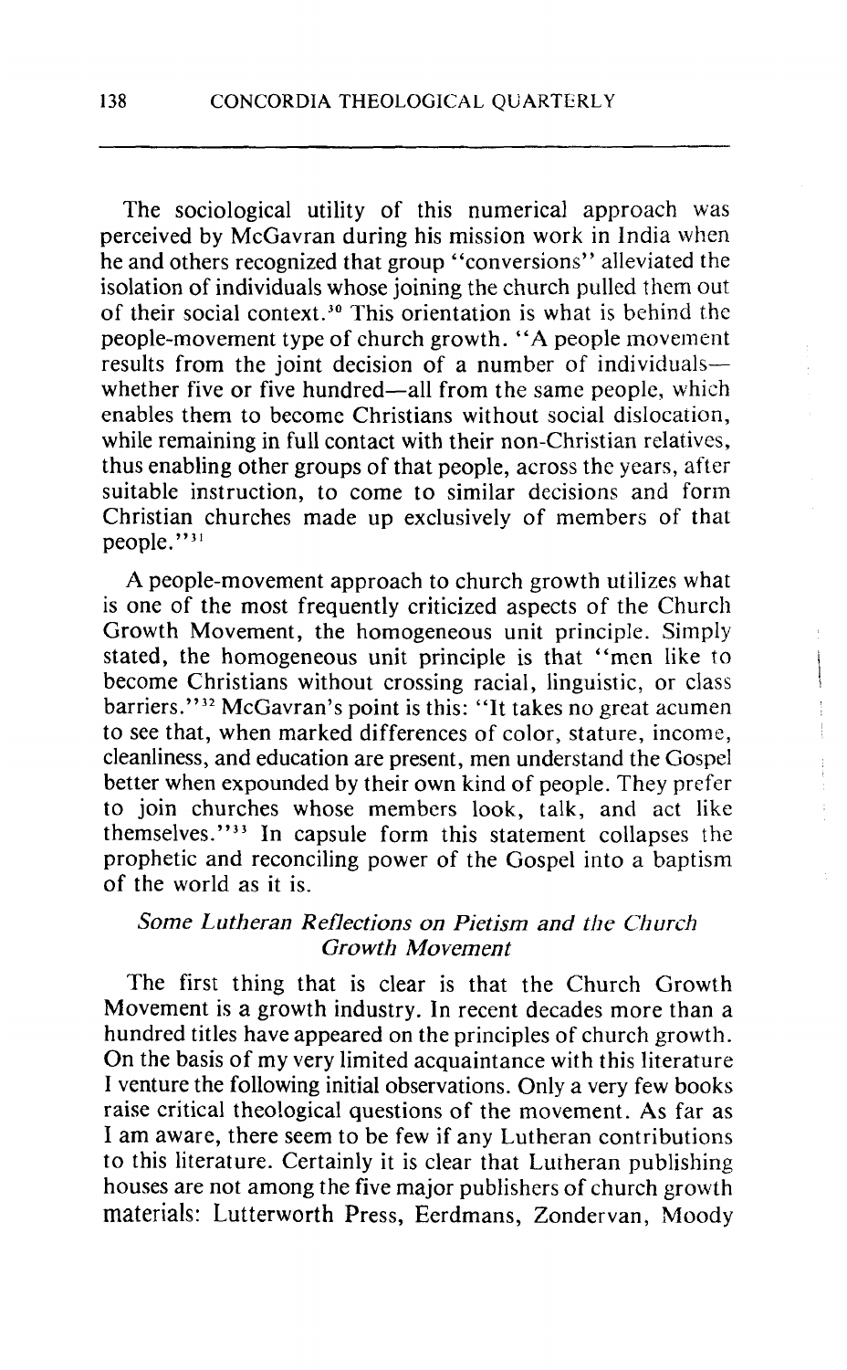The sociological utility of this numerical approach was perceived by McGavran during his mission work in India when he and others recognized that group "conversions" alleviated the isolation of individuals whose joining the church pulled them out of their social context.[30] This orientation is what is behind the people-movement type of church growth. "A people movement results from the joint decision of a number of individuals—whether five or five hundred—all from the same people, which enables them to become Christians without social dislocation, while remaining in full contact with their non-Christian relatives, thus enabling other groups of that people, across the years, after suitable instruction, to come to similar decisions and form Christian churches made up exclusively of members of that people."[31]

A people-movement approach to church growth utilizes what is one of the most frequently criticized aspects of the Church Growth Movement, the homogeneous unit principle. Simply stated, the homogeneous unit principle is that "men like to become Christians without crossing racial, linguistic, or class barriers."[32] McGavran's point is this: "It takes no great acumen to see that, when marked differences of color, stature, income, cleanliness, and education are present, men understand the Gospel better when expounded by their own kind of people. They prefer to join churches whose members look, talk, and act like themselves."[33] In capsule form this statement collapses the prophetic and reconciling power of the Gospel into a baptism of the world as it is.

## *Some Lutheran Reflections on Pietism and the Church Growth Movement*

The first thing that is clear is that the Church Growth Movement is a growth industry. In recent decades more than a hundred titles have appeared on the principles of church growth. On the basis of my very limited acquaintance with this literature I venture the following initial observations. Only a very few books raise critical theological questions of the movement. As far as I am aware, there seem to be few if any Lutheran contributions to this literature. Certainly it is clear that Lutheran publishing houses are not among the five major publishers of church growth materials: Lutterworth Press, Eerdmans, Zondervan, Moody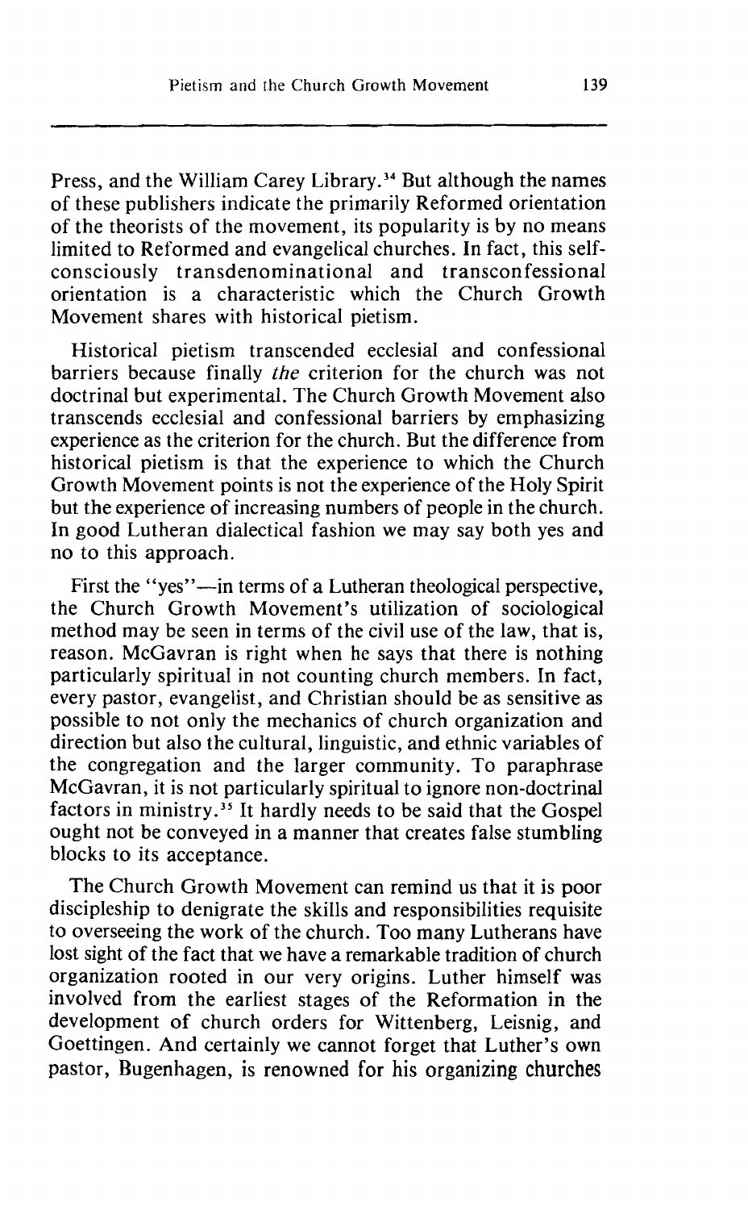Press, and the William Carey Library.[34] But although the names of these publishers indicate the primarily Reformed orientation of the theorists of the movement, its popularity is by no means limited to Reformed and evangelical churches. In fact, this self-consciously transdenominational and transconfessional orientation is a characteristic which the Church Growth Movement shares with historical pietism.

Historical pietism transcended ecclesial and confessional barriers because finally *the* criterion for the church was not doctrinal but experimental. The Church Growth Movement also transcends ecclesial and confessional barriers by emphasizing experience as the criterion for the church. But the difference from historical pietism is that the experience to which the Church Growth Movement points is not the experience of the Holy Spirit but the experience of increasing numbers of people in the church. In good Lutheran dialectical fashion we may say both yes and no to this approach.

First the "yes"—in terms of a Lutheran theological perspective, the Church Growth Movement's utilization of sociological method may be seen in terms of the civil use of the law, that is, reason. McGavran is right when he says that there is nothing particularly spiritual in not counting church members. In fact, every pastor, evangelist, and Christian should be as sensitive as possible to not only the mechanics of church organization and direction but also the cultural, linguistic, and ethnic variables of the congregation and the larger community. To paraphrase McGavran, it is not particularly spiritual to ignore non-doctrinal factors in ministry.[35] It hardly needs to be said that the Gospel ought not be conveyed in a manner that creates false stumbling blocks to its acceptance.

The Church Growth Movement can remind us that it is poor discipleship to denigrate the skills and responsibilities requisite to overseeing the work of the church. Too many Lutherans have lost sight of the fact that we have a remarkable tradition of church organization rooted in our very origins. Luther himself was involved from the earliest stages of the Reformation in the development of church orders for Wittenberg, Leisnig, and Goettingen. And certainly we cannot forget that Luther's own pastor, Bugenhagen, is renowned for his organizing churches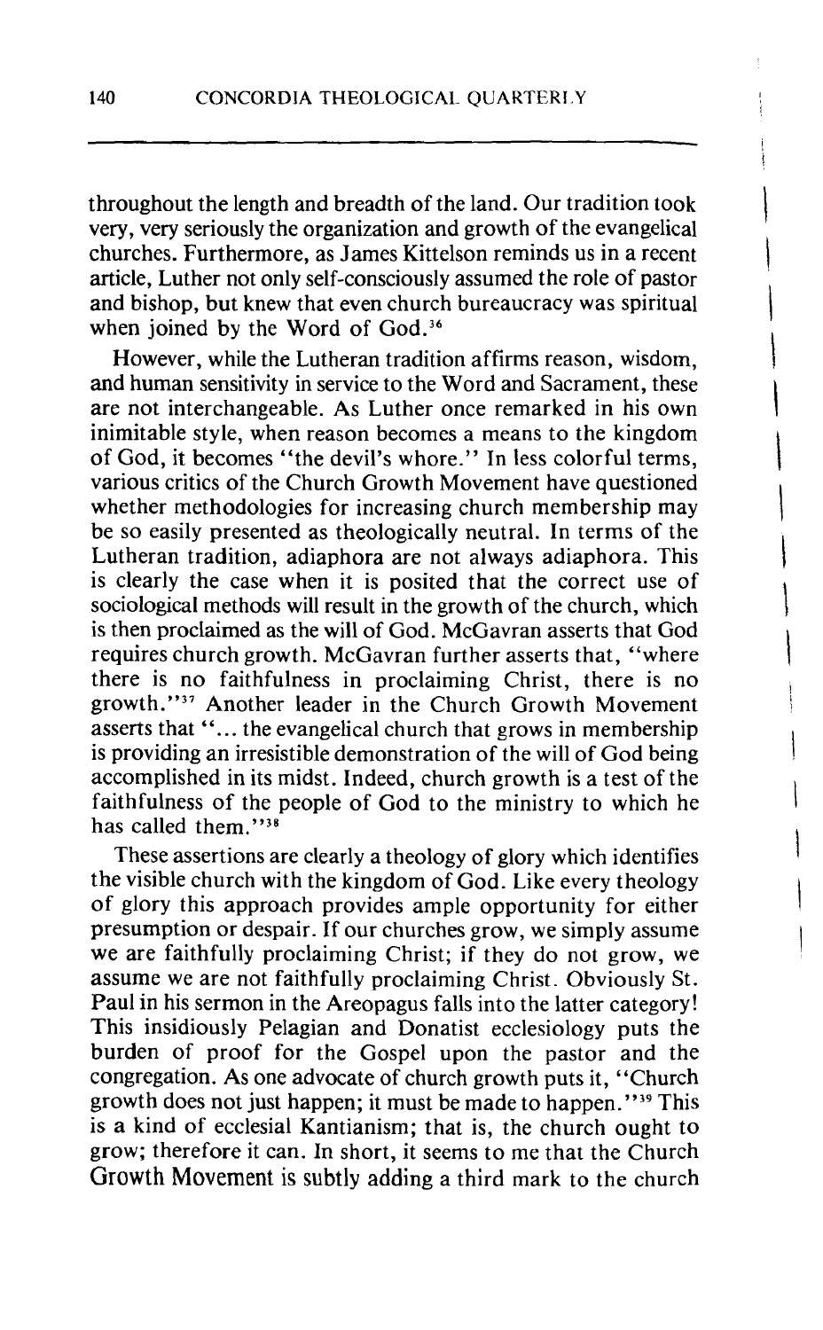throughout the length and breadth of the land. Our tradition took very, very seriously the organization and growth of the evangelical churches. Furthermore, as James Kittelson reminds us in a recent article, Luther not only self-consciously assumed the role of pastor and bishop, but knew that even church bureaucracy was spiritual when joined by the Word of God.[36]

However, while the Lutheran tradition affirms reason, wisdom, and human sensitivity in service to the Word and Sacrament, these are not interchangeable. As Luther once remarked in his own inimitable style, when reason becomes a means to the kingdom of God, it becomes "the devil's whore." In less colorful terms, various critics of the Church Growth Movement have questioned whether methodologies for increasing church membership may be so easily presented as theologically neutral. In terms of the Lutheran tradition, adiaphora are not always adiaphora. This is clearly the case when it is posited that the correct use of sociological methods will result in the growth of the church, which is then proclaimed as the will of God. McGavran asserts that God requires church growth. McGavran further asserts that, "where there is no faithfulness in proclaiming Christ, there is no growth."[37] Another leader in the Church Growth Movement asserts that "... the evangelical church that grows in membership is providing an irresistible demonstration of the will of God being accomplished in its midst. Indeed, church growth is a test of the faithfulness of the people of God to the ministry to which he has called them."[38]

These assertions are clearly a theology of glory which identifies the visible church with the kingdom of God. Like every theology of glory this approach provides ample opportunity for either presumption or despair. If our churches grow, we simply assume we are faithfully proclaiming Christ; if they do not grow, we assume we are not faithfully proclaiming Christ. Obviously St. Paul in his sermon in the Areopagus falls into the latter category! This insidiously Pelagian and Donatist ecclesiology puts the burden of proof for the Gospel upon the pastor and the congregation. As one advocate of church growth puts it, "Church growth does not just happen; it must be made to happen."[39] This is a kind of ecclesial Kantianism; that is, the church ought to grow; therefore it can. In short, it seems to me that the Church Growth Movement is subtly adding a third mark to the church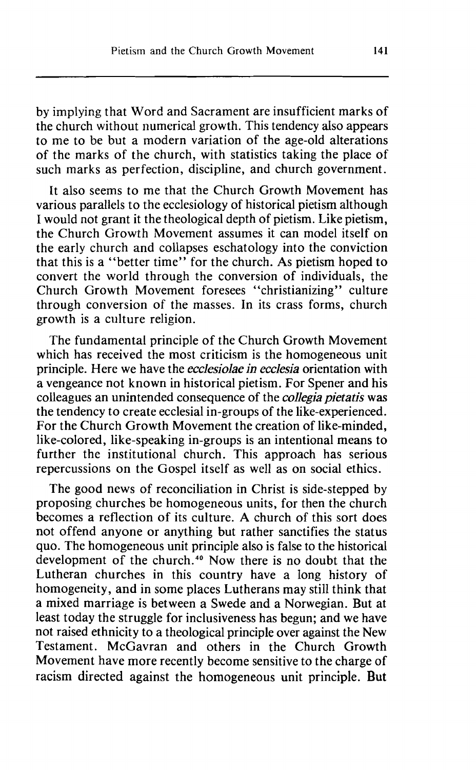by implying that Word and Sacrament are insufficient marks of the church without numerical growth. This tendency also appears to me to be but a modern variation of the age-old alterations of the marks of the church, with statistics taking the place of such marks as perfection, discipline, and church government.

It also seems to me that the Church Growth Movement has various parallels to the ecclesiology of historical pietism although I would not grant it the theological depth of pietism. Like pietism, the Church Growth Movement assumes it can model itself on the early church and collapses eschatology into the conviction that this is a "better time" for the church. As pietism hoped to convert the world through the conversion of individuals, the Church Growth Movement foresees "christianizing" culture through conversion of the masses. In its crass forms, church growth is a culture religion.

The fundamental principle of the Church Growth Movement which has received the most criticism is the homogeneous unit principle. Here we have the *ecclesiolae in ecclesia* orientation with a vengeance not known in historical pietism. For Spener and his colleagues an unintended consequence of the *collegia pietatis* was the tendency to create ecclesial in-groups of the like-experienced. For the Church Growth Movement the creation of like-minded, like-colored, like-speaking in-groups is an intentional means to further the institutional church. This approach has serious repercussions on the Gospel itself as well as on social ethics.

The good news of reconciliation in Christ is side-stepped by proposing churches be homogeneous units, for then the church becomes a reflection of its culture. A church of this sort does not offend anyone or anything but rather sanctifies the status quo. The homogeneous unit principle also is false to the historical development of the church.[40] Now there is no doubt that the Lutheran churches in this country have a long history of homogeneity, and in some places Lutherans may still think that a mixed marriage is between a Swede and a Norwegian. But at least today the struggle for inclusiveness has begun; and we have not raised ethnicity to a theological principle over against the New Testament. McGavran and others in the Church Growth Movement have more recently become sensitive to the charge of racism directed against the homogeneous unit principle. But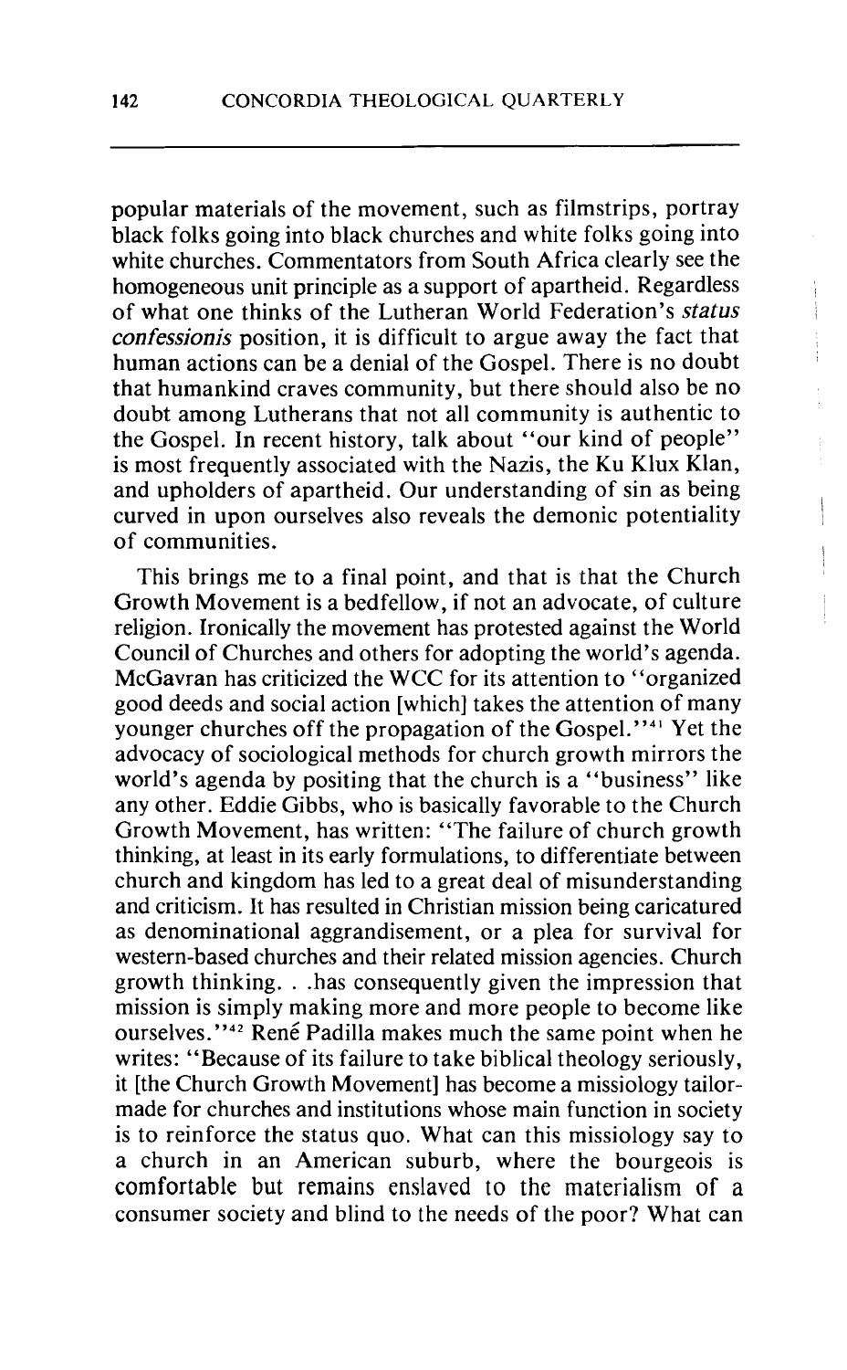popular materials of the movement, such as filmstrips, portray black folks going into black churches and white folks going into white churches. Commentators from South Africa clearly see the homogeneous unit principle as a support of apartheid. Regardless of what one thinks of the Lutheran World Federation's *status confessionis* position, it is difficult to argue away the fact that human actions can be a denial of the Gospel. There is no doubt that humankind craves community, but there should also be no doubt among Lutherans that not all community is authentic to the Gospel. In recent history, talk about "our kind of people" is most frequently associated with the Nazis, the Ku Klux Klan, and upholders of apartheid. Our understanding of sin as being curved in upon ourselves also reveals the demonic potentiality of communities.

This brings me to a final point, and that is that the Church Growth Movement is a bedfellow, if not an advocate, of culture religion. Ironically the movement has protested against the World Council of Churches and others for adopting the world's agenda. McGavran has criticized the WCC for its attention to "organized good deeds and social action [which] takes the attention of many younger churches off the propagation of the Gospel."[41] Yet the advocacy of sociological methods for church growth mirrors the world's agenda by positing that the church is a "business" like any other. Eddie Gibbs, who is basically favorable to the Church Growth Movement, has written: "The failure of church growth thinking, at least in its early formulations, to differentiate between church and kingdom has led to a great deal of misunderstanding and criticism. It has resulted in Christian mission being caricatured as denominational aggrandisement, or a plea for survival for western-based churches and their related mission agencies. Church growth thinking. . .has consequently given the impression that mission is simply making more and more people to become like ourselves."[42] René Padilla makes much the same point when he writes: "Because of its failure to take biblical theology seriously, it [the Church Growth Movement] has become a missiology tailor-made for churches and institutions whose main function in society is to reinforce the status quo. What can this missiology say to a church in an American suburb, where the bourgeois is comfortable but remains enslaved to the materialism of a consumer society and blind to the needs of the poor? What can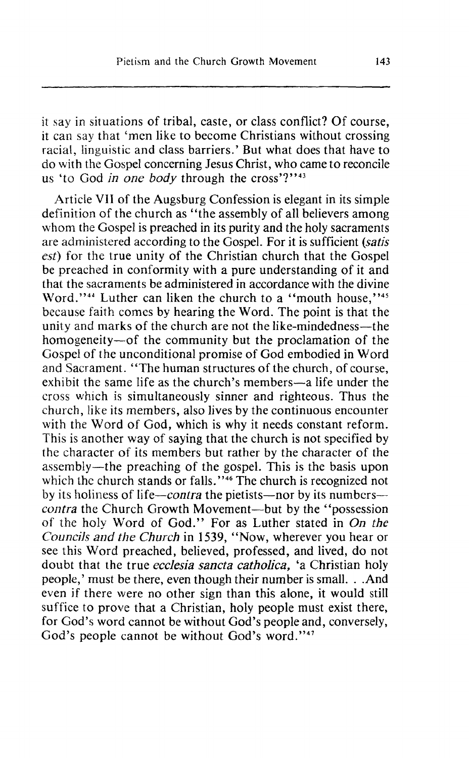it say in situations of tribal, caste, or class conflict? Of course, it can say that 'men like to become Christians without crossing racial, linguistic and class barriers.' But what does that have to do with the Gospel concerning Jesus Christ, who came to reconcile us 'to God *in one body* through the cross'?"[43]

Article VII of the Augsburg Confession is elegant in its simple definition of the church as "the assembly of all believers among whom the Gospel is preached in its purity and the holy sacraments are administered according to the Gospel. For it is sufficient (*satis est*) for the true unity of the Christian church that the Gospel be preached in conformity with a pure understanding of it and that the sacraments be administered in accordance with the divine Word."[44] Luther can liken the church to a "mouth house,"[45] because faith comes by hearing the Word. The point is that the unity and marks of the church are not the like-mindedness—the homogeneity—of the community but the proclamation of the Gospel of the unconditional promise of God embodied in Word and Sacrament. "The human structures of the church, of course, exhibit the same life as the church's members—a life under the cross which is simultaneously sinner and righteous. Thus the church, like its members, also lives by the continuous encounter with the Word of God, which is why it needs constant reform. This is another way of saying that the church is not specified by the character of its members but rather by the character of the assembly—the preaching of the gospel. This is the basis upon which the church stands or falls."[46] The church is recognized not by its holiness of life—*contra* the pietists—nor by its numbers—*contra* the Church Growth Movement—but by the "possession of the holy Word of God." For as Luther stated in *On the Councils and the Church* in 1539, "Now, wherever you hear or see this Word preached, believed, professed, and lived, do not doubt that the true *ecclesia sancta catholica,* 'a Christian holy people,' must be there, even though their number is small. . .And even if there were no other sign than this alone, it would still suffice to prove that a Christian, holy people must exist there, for God's word cannot be without God's people and, conversely, God's people cannot be without God's word."[47]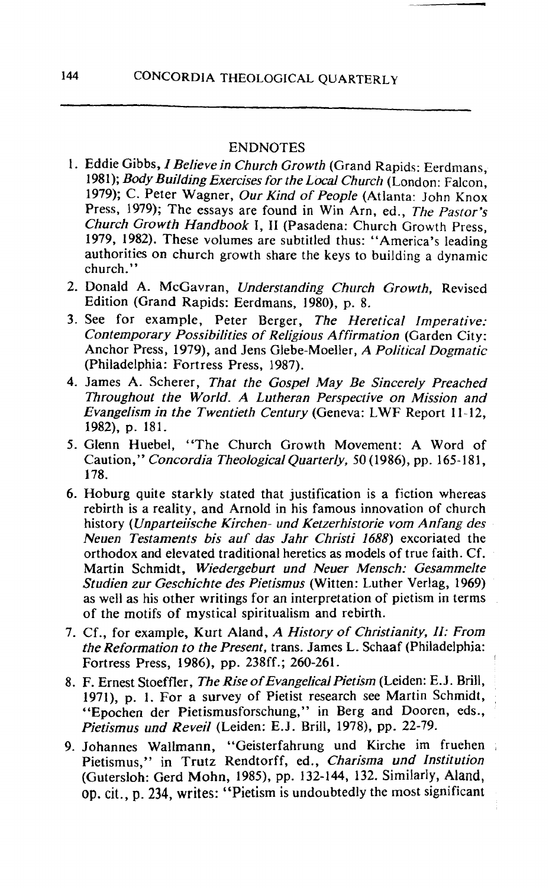## ENDNOTES

1. Eddie Gibbs, *I Believe in Church Growth* (Grand Rapids: Eerdmans, 1981); *Body Building Exercises for the Local Church* (London: Falcon, 1979); C. Peter Wagner, *Our Kind of People* (Atlanta: John Knox Press, 1979); The essays are found in Win Arn, ed., *The Pastor's Church Growth Handbook* I, II (Pasadena: Church Growth Press, 1979, 1982). These volumes are subtitled thus: "America's leading authorities on church growth share the keys to building a dynamic church."
2. Donald A. McGavran, *Understanding Church Growth,* Revised Edition (Grand Rapids: Eerdmans, 1980), p. 8.
3. See for example, Peter Berger, *The Heretical Imperative: Contemporary Possibilities of Religious Affirmation* (Garden City: Anchor Press, 1979), and Jens Glebe-Moeller, *A Political Dogmatic* (Philadelphia: Fortress Press, 1987).
4. James A. Scherer, *That the Gospel May Be Sincerely Preached Throughout the World. A Lutheran Perspective on Mission and Evangelism in the Twentieth Century* (Geneva: LWF Report 11-12, 1982), p. 181.
5. Glenn Huebel, "The Church Growth Movement: A Word of Caution," *Concordia Theological Quarterly,* 50 (1986), pp. 165-181, 178.
6. Hoburg quite starkly stated that justification is a fiction whereas rebirth is a reality, and Arnold in his famous innovation of church history (*Unparteiische Kirchen- und Ketzerhistorie vom Anfang des Neuen Testaments bis auf das Jahr Christi 1688*) excoriated the orthodox and elevated traditional heretics as models of true faith. Cf. Martin Schmidt, *Wiedergeburt und Neuer Mensch: Gesammelte Studien zur Geschichte des Pietismus* (Witten: Luther Verlag, 1969) as well as his other writings for an interpretation of pietism in terms of the motifs of mystical spiritualism and rebirth.
7. Cf., for example, Kurt Aland, *A History of Christianity, II: From the Reformation to the Present,* trans. James L. Schaaf (Philadelphia: Fortress Press, 1986), pp. 238ff.; 260-261.
8. F. Ernest Stoeffler, *The Rise of Evangelical Pietism* (Leiden: E.J. Brill, 1971), p. 1. For a survey of Pietist research see Martin Schmidt, "Epochen der Pietismusforschung," in Berg and Dooren, eds., *Pietismus und Reveil* (Leiden: E.J. Brill, 1978), pp. 22-79.
9. Johannes Wallmann, "Geisterfahrung und Kirche im fruehen Pietismus," in Trutz Rendtorff, ed., *Charisma und Institution* (Gutersloh: Gerd Mohn, 1985), pp. 132-144, 132. Similarly, Aland, op. cit., p. 234, writes: "Pietism is undoubtedly the most significant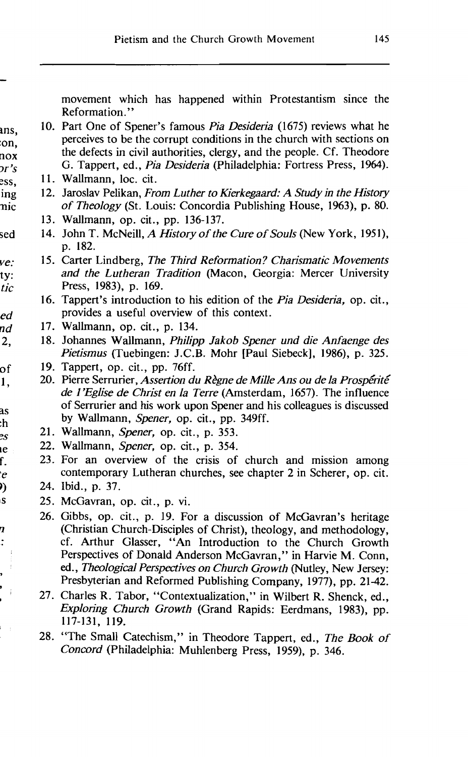movement which has happened within Protestantism since the Reformation."

10. Part One of Spener's famous *Pia Desideria* (1675) reviews what he perceives to be the corrupt conditions in the church with sections on the defects in civil authorities, clergy, and the people. Cf. Theodore G. Tappert, ed., *Pia Desideria* (Philadelphia: Fortress Press, 1964).
11. Wallmann, loc. cit.
12. Jaroslav Pelikan, *From Luther to Kierkegaard: A Study in the History of Theology* (St. Louis: Concordia Publishing House, 1963), p. 80.
13. Wallmann, op. cit., pp. 136-137.
14. John T. McNeill, *A History of the Cure of Souls* (New York, 1951), p. 182.
15. Carter Lindberg, *The Third Reformation? Charismatic Movements and the Lutheran Tradition* (Macon, Georgia: Mercer University Press, 1983), p. 169.
16. Tappert's introduction to his edition of the *Pia Desideria,* op. cit., provides a useful overview of this context.
17. Wallmann, op. cit., p. 134.
18. Johannes Wallmann, *Philipp Jakob Spener und die Anfaenge des Pietismus* (Tuebingen: J.C.B. Mohr [Paul Siebeck], 1986), p. 325.
19. Tappert, op. cit., pp. 76ff.
20. Pierre Serrurier, *Assertion du Règne de Mille Ans ou de la Prospérité de l'Eglise de Christ en la Terre* (Amsterdam, 1657). The influence of Serrurier and his work upon Spener and his colleagues is discussed by Wallmann, *Spener,* op. cit., pp. 349ff.
21. Wallmann, *Spener,* op. cit., p. 353.
22. Wallmann, *Spener,* op. cit., p. 354.
23. For an overview of the crisis of church and mission among contemporary Lutheran churches, see chapter 2 in Scherer, op. cit.
24. Ibid., p. 37.
25. McGavran, op. cit., p. vi.
26. Gibbs, op. cit., p. 19. For a discussion of McGavran's heritage (Christian Church-Disciples of Christ), theology, and methodology, cf. Arthur Glasser, "An Introduction to the Church Growth Perspectives of Donald Anderson McGavran," in Harvie M. Conn, ed., *Theological Perspectives on Church Growth* (Nutley, New Jersey: Presbyterian and Reformed Publishing Company, 1977), pp. 21-42.
27. Charles R. Tabor, "Contextualization," in Wilbert R. Shenck, ed., *Exploring Church Growth* (Grand Rapids: Eerdmans, 1983), pp. 117-131, 119.
28. "The Small Catechism," in Theodore Tappert, ed., *The Book of Concord* (Philadelphia: Muhlenberg Press, 1959), p. 346.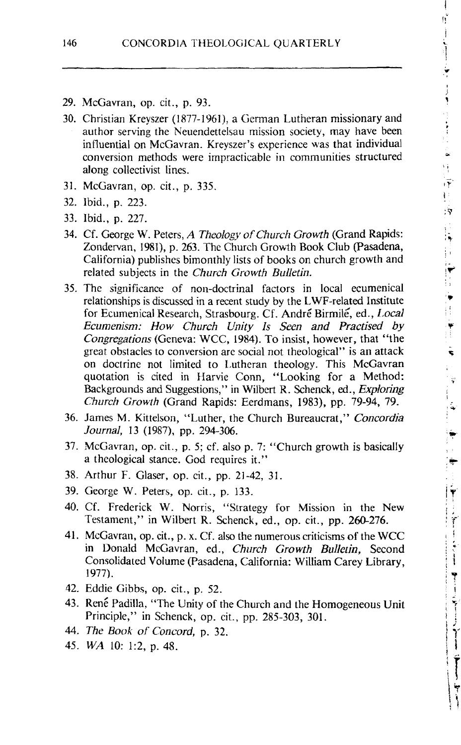29. McGavran, op. cit., p. 93.
30. Christian Kreyszer (1877-1961), a German Lutheran missionary and author serving the Neuendettelsau mission society, may have been influential on McGavran. Kreyszer's experience was that individual conversion methods were impracticable in communities structured along collectivist lines.
31. McGavran, op. cit., p. 335.
32. Ibid., p. 223.
33. Ibid., p. 227.
34. Cf. George W. Peters, *A Theology of Church Growth* (Grand Rapids: Zondervan, 1981), p. 263. The Church Growth Book Club (Pasadena, California) publishes bimonthly lists of books on church growth and related subjects in the *Church Growth Bulletin.*
35. The significance of non-doctrinal factors in local ecumenical relationships is discussed in a recent study by the LWF-related Institute for Ecumenical Research, Strasbourg. Cf. André Birmilé, ed., *Local Ecumenism: How Church Unity Is Seen and Practised by Congregations* (Geneva: WCC, 1984). To insist, however, that "the great obstacles to conversion are social not theological" is an attack on doctrine not limited to Lutheran theology. This McGavran quotation is cited in Harvie Conn, "Looking for a Method: Backgrounds and Suggestions," in Wilbert R. Schenck, ed., *Exploring Church Growth* (Grand Rapids: Eerdmans, 1983), pp. 79-94, 79.
36. James M. Kittelson, "Luther, the Church Bureaucrat," *Concordia Journal,* 13 (1987), pp. 294-306.
37. McGavran, op. cit., p. 5; cf. also p. 7: "Church growth is basically a theological stance. God requires it."
38. Arthur F. Glaser, op. cit., pp. 21-42, 31.
39. George W. Peters, op. cit., p. 133.
40. Cf. Frederick W. Norris, "Strategy for Mission in the New Testament," in Wilbert R. Schenck, ed., op. cit., pp. 260-276.
41. McGavran, op. cit., p. x. Cf. also the numerous criticisms of the WCC in Donald McGavran, ed., *Church Growth Bulletin,* Second Consolidated Volume (Pasadena, California: William Carey Library, 1977).
42. Eddie Gibbs, op. cit., p. 52.
43. René Padilla, "The Unity of the Church and the Homogeneous Unit Principle," in Schenck, op. cit., pp. 285-303, 301.
44. *The Book of Concord,* p. 32.
45. *WA* 10: 1:2, p. 48.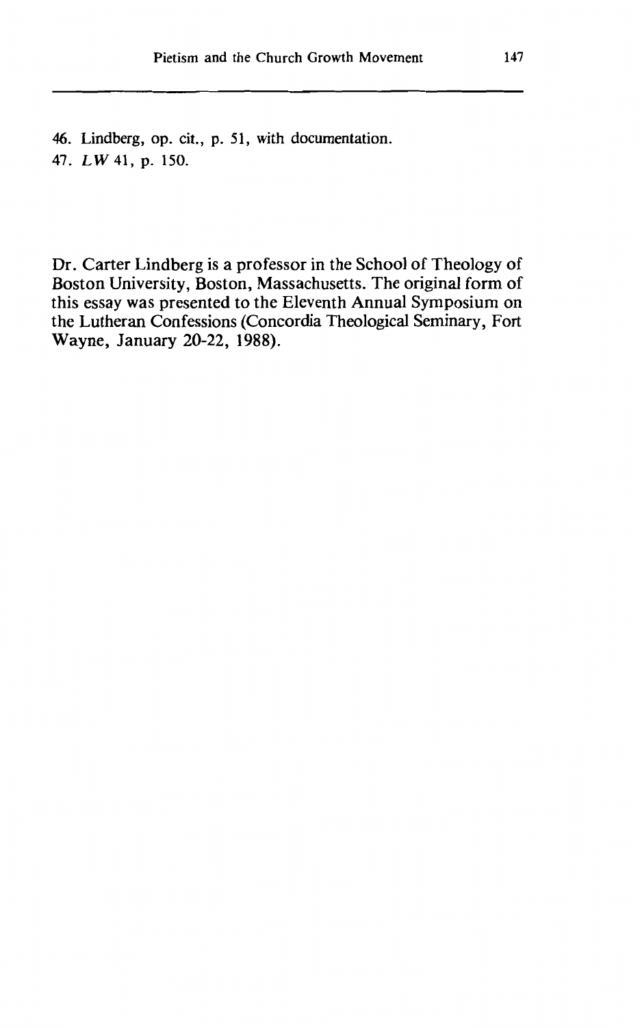46. Lindberg, op. cit., p. 51, with documentation.
47. *LW* 41, p. 150.

Dr. Carter Lindberg is a professor in the School of Theology of Boston University, Boston, Massachusetts. The original form of this essay was presented to the Eleventh Annual Symposium on the Lutheran Confessions (Concordia Theological Seminary, Fort Wayne, January 20-22, 1988).